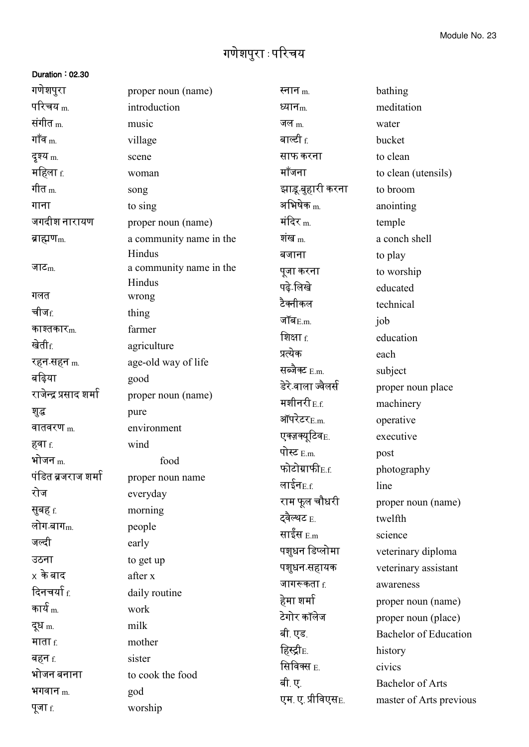# गणेशपुरा : परिचय

**Duration : 02.30**

| | |
|---|---|
| गणेशपुरा | proper noun (name) |
| परिचय m. | introduction |
| संगीत m. | music |
| गाँव m. | village |
| दृश्य m. | scene |
| महिला f. | woman |
| गीत m. | song |
| गाना | to sing |
| जगदीश नारायण | proper noun (name) |
| ब्राह्मणm. | a community name in the Hindus |
| जाटm. | a community name in the Hindus |
| गलत | wrong |
| चीजf. | thing |
| काश्तकारm. | farmer |
| खेतीf. | agriculture |
| रहन-सहन m. | age-old way of life |
| बढ़िया | good |
| राजेन्द्र प्रसाद शर्मा | proper noun (name) |
| शुद्ध | pure |
| वातवरण m. | environment |
| हवा f. | wind |
| भोजन m. | food |
| पंडित ब्रजराज शर्मा | proper noun name |
| रोज | everyday |
| सुबह f. | morning |
| लोग-बागm. | people |
| जल्दी | early |
| उठना | to get up |
| x के बाद | after x |
| दिनचर्या f. | daily routine |
| कार्य m. | work |
| दूध m. | milk |
| माता f. | mother |
| बहन f. | sister |
| भोजन बनाना | to cook the food |
| भगवान m. | god |
| पूजा f. | worship |
| स्नान m. | bathing |
| ध्यानm. | meditation |
| जल m. | water |
| बाल्टी f. | bucket |
| साफ करना | to clean |
| माँजना | to clean (utensils) |
| झाड़ू-बुहारी करना | to broom |
| अभिषेक m. | anointing |
| मंदिर m. | temple |
| शंख m. | a conch shell |
| बजाना | to play |
| पूजा करना | to worship |
| पढ़े-लिखे | educated |
| टैक्नीकल | technical |
| जॉबE.m. | job |
| शिक्षा f. | education |
| प्रत्येक | each |
| सब्जैक्ट E.m. | subject |
| डेरे-वाला ज्वैलर्स | proper noun place |
| मशीनरी E.f. | machinery |
| ऑपरेटरE.m. | operative |
| एक्ज़क्यूटिवE. | executive |
| पोस्ट E.m. | post |
| फोटोग्राफीE.f. | photography |
| लाईनE.f. | line |
| राम फूल चौधरी | proper noun (name) |
| ट्वैल्थट E. | twelfth |
| साईंस E.m | science |
| पशुधन डिप्लोमा | veterinary diploma |
| पशुधन-सहायक | veterinary assistant |
| जागरूकता f. | awareness |
| हेमा शर्मा | proper noun (name) |
| टेगोर कॉलेज | proper noun (place) |
| बी. एड. | Bachelor of Education |
| हिस्ट्रीE. | history |
| सिविक्स E. | civics |
| बी. ए. | Bachelor of Arts |
| एम. ए. प्रीविएसE. | master of Arts previous |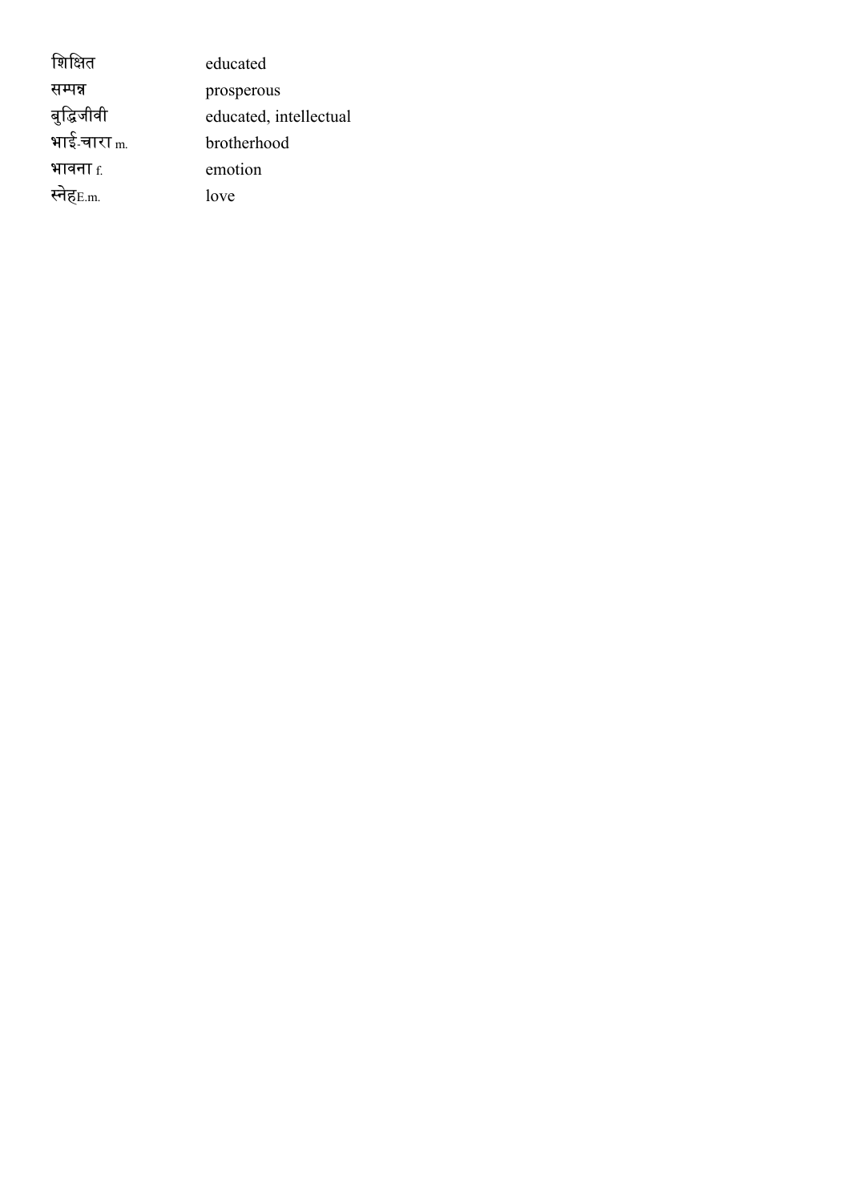| | |
|---|---|
| शिक्षित | educated |
| सम्पन्न | prosperous |
| बुद्धिजीवी | educated, intellectual |
| भाई-चारा m. | brotherhood |
| भावना f. | emotion |
| स्नेह E.m. | love |